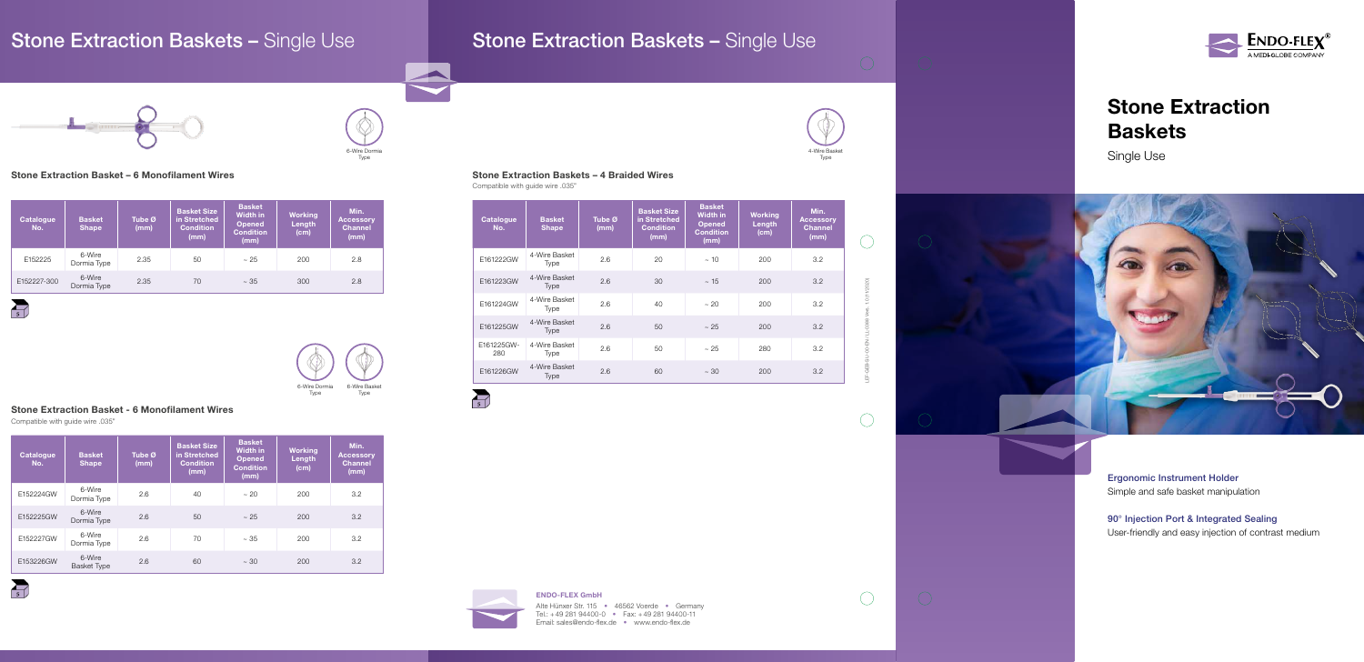# Stone Extraction Baskets

Single Use

**Ergonomic Instrument Holder**
Simple and safe basket manipulation

**90° Injection Port & Integrated Sealing**
User-friendly and easy injection of contrast medium

## Stone Extraction Baskets – Single Use

6-Wire Dormia Type

### Stone Extraction Basket – 6 Monofilament Wires

| Catalogue No. | Basket Shape | Tube Ø (mm) | Basket Size in Stretched Condition (mm) | Basket Width in Opened Condition (mm) | Working Length (cm) | Min. Accessory Channel (mm) |
|---|---|---|---|---|---|---|
| E152225 | 6-Wire Dormia Type | 2.35 | 50 | ~ 25 | 200 | 2.8 |
| E152227-300 | 6-Wire Dormia Type | 2.35 | 70 | ~ 35 | 300 | 2.8 |

5

6-Wire Dormia Type
6-Wire Basket Type

### Stone Extraction Basket - 6 Monofilament Wires

Compatible with guide wire .035"

| Catalogue No. | Basket Shape | Tube Ø (mm) | Basket Size in Stretched Condition (mm) | Basket Width in Opened Condition (mm) | Working Length (cm) | Min. Accessory Channel (mm) |
|---|---|---|---|---|---|---|
| E152224GW | 6-Wire Dormia Type | 2.6 | 40 | ~ 20 | 200 | 3.2 |
| E152225GW | 6-Wire Dormia Type | 2.6 | 50 | ~ 25 | 200 | 3.2 |
| E152227GW | 6-Wire Dormia Type | 2.6 | 70 | ~ 35 | 200 | 3.2 |
| E153226GW | 6-Wire Basket Type | 2.6 | 60 | ~ 30 | 200 | 3.2 |

5

## Stone Extraction Baskets – Single Use

4-Wire Basket Type

### Stone Extraction Baskets – 4 Braided Wires

Compatible with guide wire .035"

| Catalogue No. | Basket Shape | Tube Ø (mm) | Basket Size in Stretched Condition (mm) | Basket Width in Opened Condition (mm) | Working Length (cm) | Min. Accessory Channel (mm) |
|---|---|---|---|---|---|---|
| E161222GW | 4-Wire Basket Type | 2.6 | 20 | ~ 10 | 200 | 3.2 |
| E161223GW | 4-Wire Basket Type | 2.6 | 30 | ~ 15 | 200 | 3.2 |
| E161224GW | 4-Wire Basket Type | 2.6 | 40 | ~ 20 | 200 | 3.2 |
| E161225GW | 4-Wire Basket Type | 2.6 | 50 | ~ 25 | 200 | 3.2 |
| E161225GW-280 | 4-Wire Basket Type | 2.6 | 50 | ~ 25 | 280 | 3.2 |
| E161226GW | 4-Wire Basket Type | 2.6 | 60 | ~ 30 | 200 | 3.2 |

5

**ENDO-FLEX GmbH**
Alte Hünxer Str. 115 • 46562 Voerde • Germany
Tel.: +49 281 94400-0 • Fax: +49 281 94400-11
Email: sales@endo-flex.de • www.endo-flex.de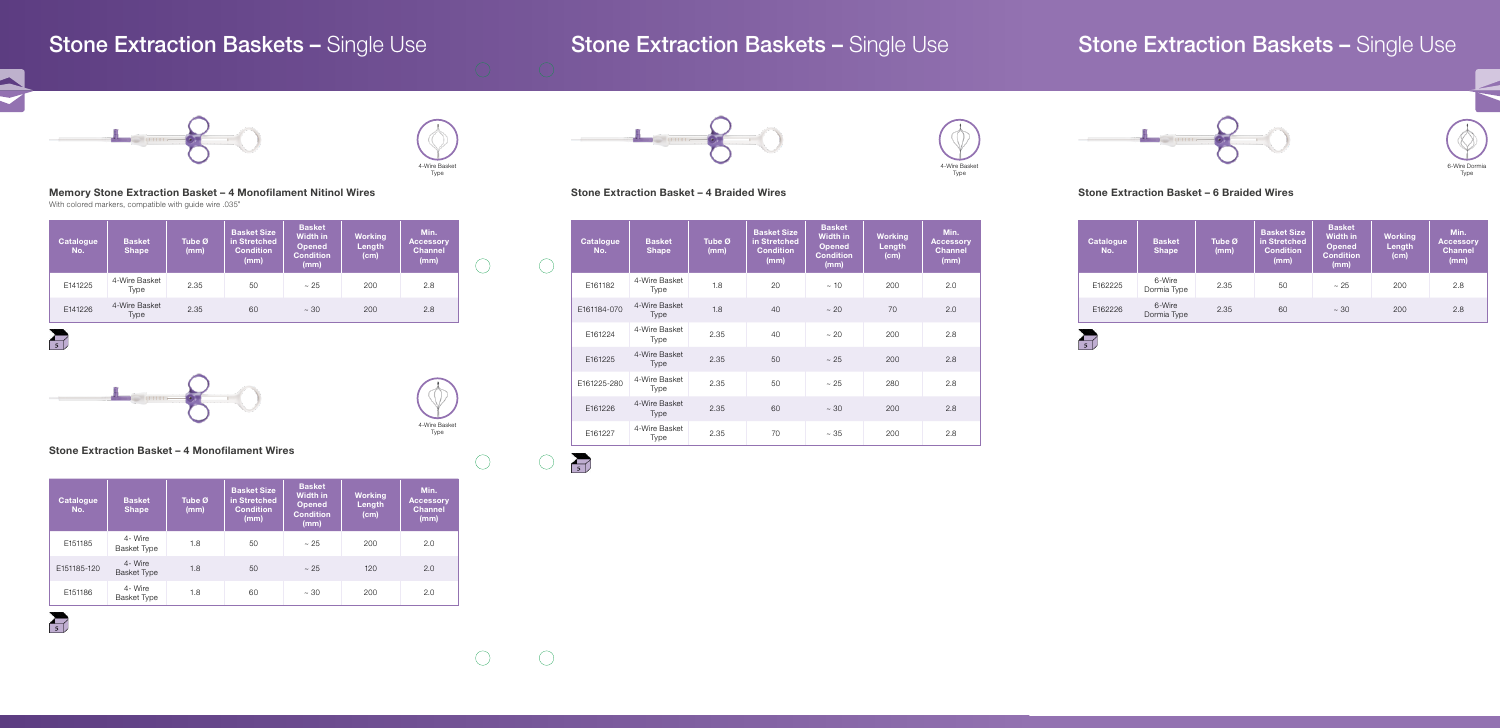# Stone Extraction Baskets – Single Use

4-Wire Basket Type

### Memory Stone Extraction Basket – 4 Monofilament Nitinol Wires

With colored markers, compatible with guide wire .035"

| Catalogue No. | Basket Shape | Tube Ø (mm) | Basket Size in Stretched Condition (mm) | Basket Width in Opened Condition (mm) | Working Length (cm) | Min. Accessory Channel (mm) |
|---|---|---|---|---|---|---|
| E141225 | 4-Wire Basket Type | 2.35 | 50 | ~ 25 | 200 | 2.8 |
| E141226 | 4-Wire Basket Type | 2.35 | 60 | ~ 30 | 200 | 2.8 |

4-Wire Basket Type

### Stone Extraction Basket – 4 Monofilament Wires

| Catalogue No. | Basket Shape | Tube Ø (mm) | Basket Size in Stretched Condition (mm) | Basket Width in Opened Condition (mm) | Working Length (cm) | Min. Accessory Channel (mm) |
|---|---|---|---|---|---|---|
| E151185 | 4- Wire Basket Type | 1.8 | 50 | ~ 25 | 200 | 2.0 |
| E151185-120 | 4- Wire Basket Type | 1.8 | 50 | ~ 25 | 120 | 2.0 |
| E151186 | 4- Wire Basket Type | 1.8 | 60 | ~ 30 | 200 | 2.0 |

# Stone Extraction Baskets – Single Use

4-Wire Basket Type

### Stone Extraction Basket – 4 Braided Wires

| Catalogue No. | Basket Shape | Tube Ø (mm) | Basket Size in Stretched Condition (mm) | Basket Width in Opened Condition (mm) | Working Length (cm) | Min. Accessory Channel (mm) |
|---|---|---|---|---|---|---|
| E161182 | 4-Wire Basket Type | 1.8 | 20 | ~ 10 | 200 | 2.0 |
| E161184-070 | 4-Wire Basket Type | 1.8 | 40 | ~ 20 | 70 | 2.0 |
| E161224 | 4-Wire Basket Type | 2.35 | 40 | ~ 20 | 200 | 2.8 |
| E161225 | 4-Wire Basket Type | 2.35 | 50 | ~ 25 | 200 | 2.8 |
| E161225-280 | 4-Wire Basket Type | 2.35 | 50 | ~ 25 | 280 | 2.8 |
| E161226 | 4-Wire Basket Type | 2.35 | 60 | ~ 30 | 200 | 2.8 |
| E161227 | 4-Wire Basket Type | 2.35 | 70 | ~ 35 | 200 | 2.8 |

# Stone Extraction Baskets – Single Use

6-Wire Dormia Type

### Stone Extraction Basket – 6 Braided Wires

| Catalogue No. | Basket Shape | Tube Ø (mm) | Basket Size in Stretched Condition (mm) | Basket Width in Opened Condition (mm) | Working Length (cm) | Min. Accessory Channel (mm) |
|---|---|---|---|---|---|---|
| E162225 | 6-Wire Dormia Type | 2.35 | 50 | ~ 25 | 200 | 2.8 |
| E162226 | 6-Wire Dormia Type | 2.35 | 60 | ~ 30 | 200 | 2.8 |